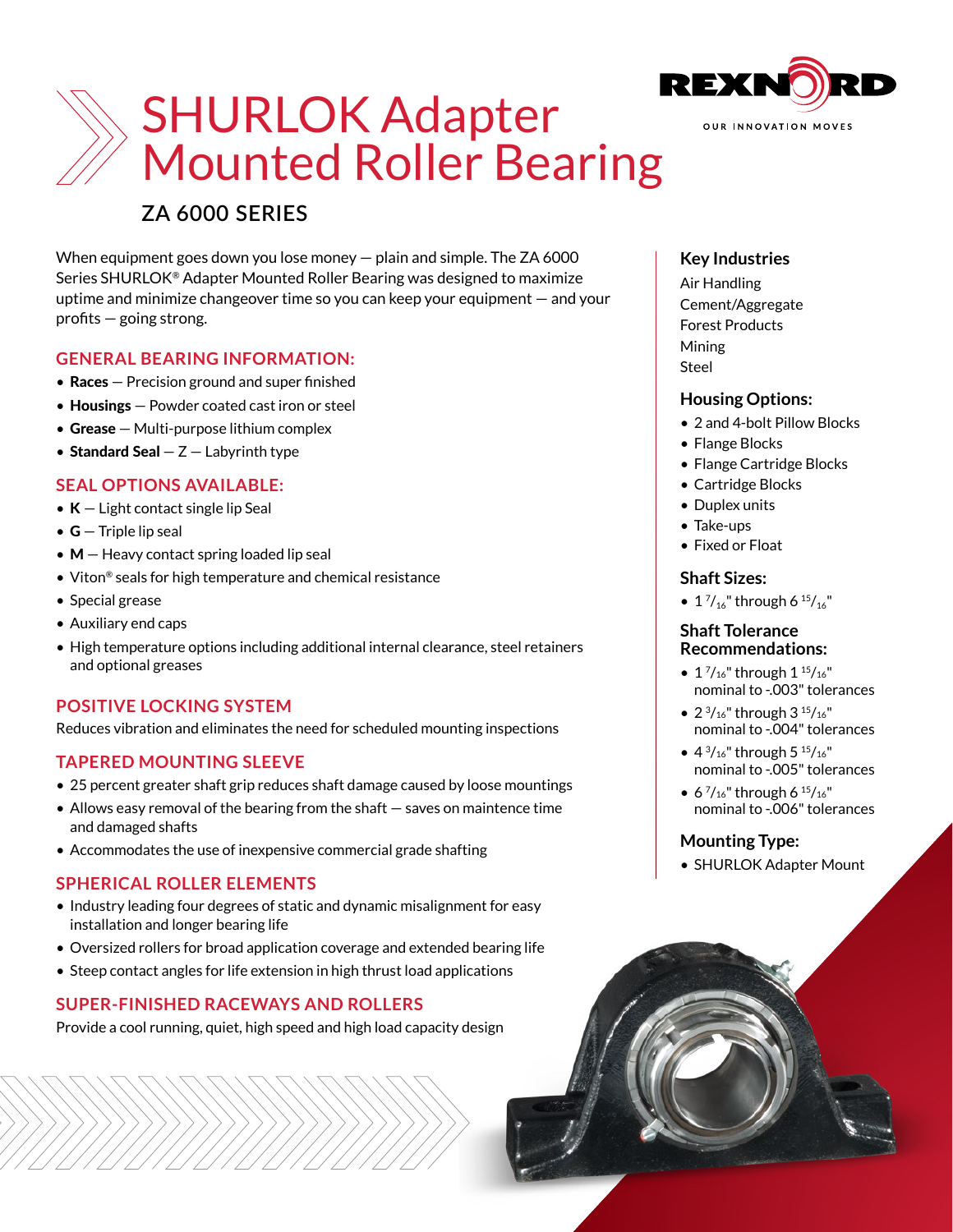# SHURLOK Adapter Mounted Roller Bearing

## ZA 6000 SERIES

When equipment goes down you lose money — plain and simple. The ZA 6000 Series SHURLOK® Adapter Mounted Roller Bearing was designed to maximize uptime and minimize changeover time so you can keep your equipment — and your profits — going strong.

### GENERAL BEARING INFORMATION:

- **Races** — Precision ground and super finished
- **Housings** — Powder coated cast iron or steel
- **Grease** — Multi-purpose lithium complex
- **Standard Seal** — Z — Labyrinth type

### SEAL OPTIONS AVAILABLE:

- **K** — Light contact single lip Seal
- **G** — Triple lip seal
- **M** — Heavy contact spring loaded lip seal
- Viton® seals for high temperature and chemical resistance
- Special grease
- Auxiliary end caps
- High temperature options including additional internal clearance, steel retainers and optional greases

### POSITIVE LOCKING SYSTEM

Reduces vibration and eliminates the need for scheduled mounting inspections

### TAPERED MOUNTING SLEEVE

- 25 percent greater shaft grip reduces shaft damage caused by loose mountings
- Allows easy removal of the bearing from the shaft — saves on maintence time and damaged shafts
- Accommodates the use of inexpensive commercial grade shafting

### SPHERICAL ROLLER ELEMENTS

- Industry leading four degrees of static and dynamic misalignment for easy installation and longer bearing life
- Oversized rollers for broad application coverage and extended bearing life
- Steep contact angles for life extension in high thrust load applications

### SUPER-FINISHED RACEWAYS AND ROLLERS

Provide a cool running, quiet, high speed and high load capacity design

### Key Industries

Air Handling
Cement/Aggregate
Forest Products
Mining
Steel

### Housing Options:

- 2 and 4-bolt Pillow Blocks
- Flange Blocks
- Flange Cartridge Blocks
- Cartridge Blocks
- Duplex units
- Take-ups
- Fixed or Float

### Shaft Sizes:

- 1 7/16" through 6 15/16"

### Shaft Tolerance Recommendations:

- 1 7/16" through 1 15/16" nominal to -.003" tolerances
- 2 3/16" through 3 15/16" nominal to -.004" tolerances
- 4 3/16" through 5 15/16" nominal to -.005" tolerances
- 6 7/16" through 6 15/16" nominal to -.006" tolerances

### Mounting Type:

- SHURLOK Adapter Mount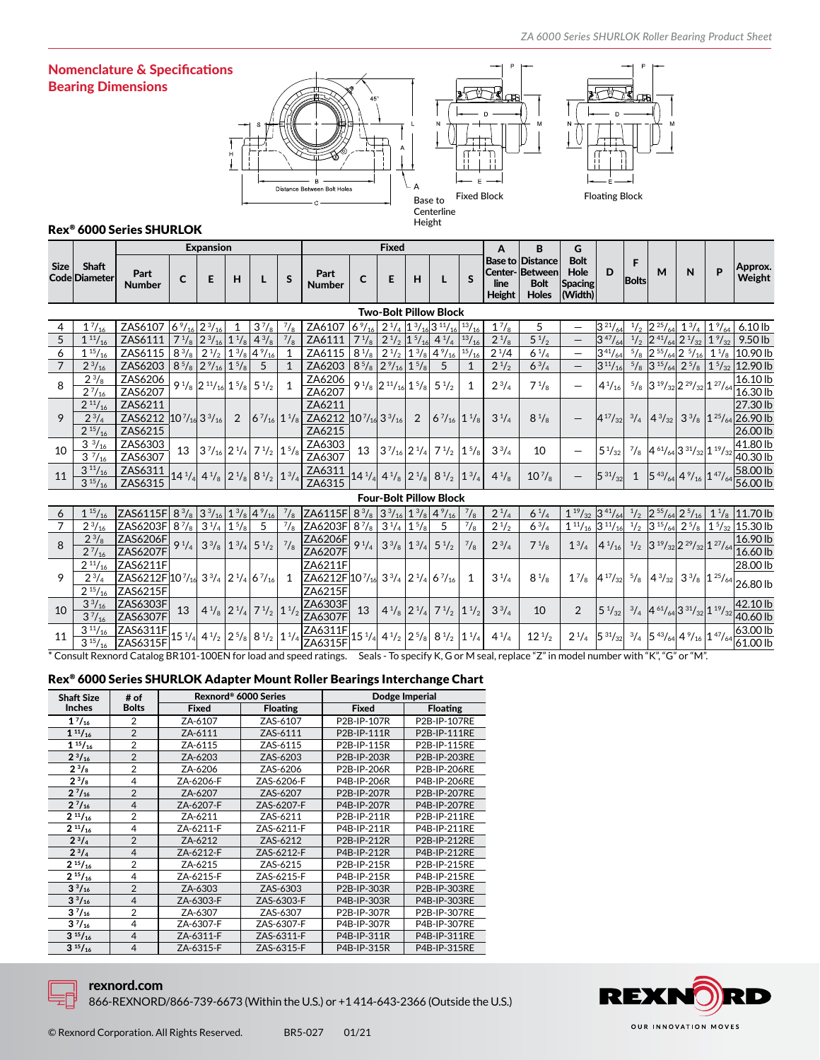## Nomenclature & Specifications
## Bearing Dimensions

S
H
B
Distance Between Bolt Holes
C
45°
L
A
A
Base to Centerline Height
P
N
D
M
E
Fixed Block
P
N
D
M
E
Floating Block

### Rex® 6000 Series SHURLOK

| Size Code | Shaft Diameter | Expansion | | | | | | Fixed | | | | | | A | B | G | D | F | M | N | P | Approx. Weight |
|---|---|---|---|---|---|---|---|---|---|---|---|---|---|---|---|---|---|---|---|---|---|---|
| | | Part Number | C | E | H | L | S | Part Number | C | E | H | L | S | Base to Center-line Height | Distance Between Bolt Holes | Bolt Hole Spacing (Width) | | Bolts | | | | |
| **Two-Bolt Pillow Block** | | | | | | | | | | | | | | | | | | | | | | |
| 4 | 1 7/16 | ZAS6107 | 6 9/16 | 2 3/16 | 1 | 3 7/8 | 7/8 | ZA6107 | 6 9/16 | 2 1/4 | 1 3/16 | 3 11/16 | 13/16 | 1 7/8 | 5 | — | 3 21/64 | 1/2 | 2 25/64 | 1 3/4 | 1 9/64 | 6.10 lb |
| 5 | 1 11/16 | ZAS6111 | 7 1/8 | 2 3/16 | 1 1/8 | 4 3/8 | 7/8 | ZA6111 | 7 1/8 | 2 1/2 | 1 5/16 | 4 1/4 | 13/16 | 2 1/8 | 5 1/2 | — | 3 47/64 | 1/2 | 2 41/64 | 2 1/32 | 1 9/32 | 9.50 lb |
| 6 | 1 15/16 | ZAS6115 | 8 3/8 | 2 1/2 | 1 3/8 | 4 9/16 | 1 | ZA6115 | 8 1/8 | 2 1/2 | 1 3/8 | 4 9/16 | 15/16 | 2 1/4 | 6 1/4 | — | 3 41/64 | 5/8 | 2 55/64 | 2 5/16 | 1 1/8 | 10.90 lb |
| 7 | 2 3/16 | ZAS6203 | 8 5/8 | 2 9/16 | 1 5/8 | 5 | 1 | ZA6203 | 8 5/8 | 2 9/16 | 1 5/8 | 5 | 1 | 2 1/2 | 6 3/4 | — | 3 11/16 | 5/8 | 3 15/64 | 2 5/8 | 1 5/32 | 12.90 lb |
| 8 | 2 3/8 | ZAS6206 | 9 1/8 | 2 11/16 | 1 5/8 | 5 1/2 | 1 | ZA6206 | 9 1/8 | 2 11/16 | 1 5/8 | 5 1/2 | 1 | 2 3/4 | 7 1/8 | — | 4 1/16 | 5/8 | 3 19/32 | 2 29/32 | 1 27/64 | 16.10 lb |
| | 2 7/16 | ZAS6207 | | | | | | ZA6207 | | | | | | | | | | | | | | 16.30 lb |
| | 2 11/16 | ZAS6211 | | | | | | ZA6211 | | | | | | | | | | | | | | 27.30 lb |
| 9 | 2 3/4 | ZAS6212 | 10 7/16 | 3 3/16 | 2 | 6 7/16 | 1 1/8 | ZA6212 | 10 7/16 | 3 3/16 | 2 | 6 7/16 | 1 1/8 | 3 1/4 | 8 1/8 | — | 4 17/32 | 3/4 | 4 3/32 | 3 3/8 | 1 25/64 | 26.90 lb |
| | 2 15/16 | ZAS6215 | | | | | | ZA6215 | | | | | | | | | | | | | | 26.00 lb |
| 10 | 3 3/16 | ZAS6303 | 13 | 3 7/16 | 2 1/4 | 7 1/2 | 1 5/8 | ZA6303 | 13 | 3 7/16 | 2 1/4 | 7 1/2 | 1 5/8 | 3 3/4 | 10 | — | 5 1/32 | 7/8 | 4 61/64 | 3 31/32 | 1 19/32 | 41.80 lb |
| | 3 7/16 | ZAS6307 | | | | | | ZA6307 | | | | | | | | | | | | | | 40.30 lb |
| 11 | 3 11/16 | ZAS6311 | 14 1/4 | 4 1/8 | 2 1/8 | 8 1/2 | 1 3/4 | ZA6311 | 14 1/4 | 4 1/8 | 2 1/8 | 8 1/2 | 1 3/4 | 4 1/8 | 10 7/8 | — | 5 31/32 | 1 | 5 43/64 | 4 9/16 | 1 47/64 | 58.00 lb |
| | 3 15/16 | ZAS6315 | | | | | | ZA6315 | | | | | | | | | | | | | | 56.00 lb |
| **Four-Bolt Pillow Block** | | | | | | | | | | | | | | | | | | | | | | |
| 6 | 1 15/16 | ZAS6115F | 8 3/8 | 3 3/16 | 1 3/8 | 4 9/16 | 7/8 | ZA6115F | 8 3/8 | 3 3/16 | 1 3/8 | 4 9/16 | 7/8 | 2 1/4 | 6 1/4 | 1 19/32 | 3 41/64 | 1/2 | 2 55/64 | 2 5/16 | 1 1/8 | 11.70 lb |
| 7 | 2 3/16 | ZAS6203F | 8 7/8 | 3 1/4 | 1 5/8 | 5 | 7/8 | ZA6203F | 8 7/8 | 3 1/4 | 1 5/8 | 5 | 7/8 | 2 1/2 | 6 3/4 | 1 11/16 | 3 11/16 | 1/2 | 3 15/64 | 2 5/8 | 1 5/32 | 15.30 lb |
| 8 | 2 3/8 | ZAS6206F | 9 1/4 | 3 3/8 | 1 3/4 | 5 1/2 | 7/8 | ZA6206F | 9 1/4 | 3 3/8 | 1 3/4 | 5 1/2 | 7/8 | 2 3/4 | 7 1/8 | 1 3/4 | 4 1/16 | 1/2 | 3 19/32 | 2 29/32 | 1 27/64 | 16.90 lb |
| | 2 7/16 | ZAS6207F | | | | | | ZA6207F | | | | | | | | | | | | | | 16.60 lb |
| | 2 11/16 | ZAS6211F | | | | | | ZA6211F | | | | | | | | | | | | | | 28.00 lb |
| 9 | 2 3/4 | ZAS6212F | 10 7/16 | 3 3/4 | 2 1/4 | 6 7/16 | 1 | ZA6212F | 10 7/16 | 3 3/4 | 2 1/4 | 6 7/16 | 1 | 3 1/4 | 8 1/8 | 1 7/8 | 4 17/32 | 5/8 | 4 3/32 | 3 3/8 | 1 25/64 | 26.80 lb |
| | 2 15/16 | ZAS6215F | | | | | | ZA6215F | | | | | | | | | | | | | | |
| 10 | 3 3/16 | ZAS6303F | 13 | 4 1/8 | 2 1/4 | 7 1/2 | 1 1/2 | ZA6303F | 13 | 4 1/8 | 2 1/4 | 7 1/2 | 1 1/2 | 3 3/4 | 10 | 2 | 5 1/32 | 3/4 | 4 61/64 | 3 31/32 | 1 19/32 | 42.10 lb |
| | 3 7/16 | ZAS6307F | | | | | | ZA6307F | | | | | | | | | | | | | | 40.60 lb |
| 11 | 3 11/16 | ZAS6311F | 15 1/4 | 4 1/2 | 2 5/8 | 8 1/2 | 1 1/4 | ZA6311F | 15 1/4 | 4 1/2 | 2 5/8 | 8 1/2 | 1 1/4 | 4 1/4 | 12 1/2 | 2 1/4 | 5 31/32 | 3/4 | 5 43/64 | 4 9/16 | 1 47/64 | 63.00 lb |
| | 3 15/16 | ZAS6315F | | | | | | ZA6315F | | | | | | | | | | | | | | 61.00 lb |

* Consult Rexnord Catalog BR101-100EN for load and speed ratings. Seals - To specify K, G or M seal, replace "Z" in model number with "K", "G" or "M".

### Rex® 6000 Series SHURLOK Adapter Mount Roller Bearings Interchange Chart

| Shaft Size Inches | # of Bolts | Rexnord® 6000 Series | | Dodge Imperial | |
|---|---|---|---|---|---|
| | | Fixed | Floating | Fixed | Floating |
| 1 7/16 | 2 | ZA-6107 | ZAS-6107 | P2B-IP-107R | P2B-IP-107RE |
| 1 11/16 | 2 | ZA-6111 | ZAS-6111 | P2B-IP-111R | P2B-IP-111RE |
| 1 15/16 | 2 | ZA-6115 | ZAS-6115 | P2B-IP-115R | P2B-IP-115RE |
| 2 3/16 | 2 | ZA-6203 | ZAS-6203 | P2B-IP-203R | P2B-IP-203RE |
| 2 3/8 | 2 | ZA-6206 | ZAS-6206 | P2B-IP-206R | P2B-IP-206RE |
| 2 3/8 | 4 | ZA-6206-F | ZAS-6206-F | P4B-IP-206R | P4B-IP-206RE |
| 2 7/16 | 2 | ZA-6207 | ZAS-6207 | P2B-IP-207R | P2B-IP-207RE |
| 2 7/16 | 4 | ZA-6207-F | ZAS-6207-F | P4B-IP-207R | P4B-IP-207RE |
| 2 11/16 | 2 | ZA-6211 | ZAS-6211 | P2B-IP-211R | P2B-IP-211RE |
| 2 11/16 | 4 | ZA-6211-F | ZAS-6211-F | P4B-IP-211R | P4B-IP-211RE |
| 2 3/4 | 2 | ZA-6212 | ZAS-6212 | P2B-IP-212R | P2B-IP-212RE |
| 2 3/4 | 4 | ZA-6212-F | ZAS-6212-F | P4B-IP-212R | P4B-IP-212RE |
| 2 15/16 | 2 | ZA-6215 | ZAS-6215 | P2B-IP-215R | P2B-IP-215RE |
| 2 15/16 | 4 | ZA-6215-F | ZAS-6215-F | P4B-IP-215R | P4B-IP-215RE |
| 3 3/16 | 2 | ZA-6303 | ZAS-6303 | P2B-IP-303R | P2B-IP-303RE |
| 3 3/16 | 4 | ZA-6303-F | ZAS-6303-F | P4B-IP-303R | P4B-IP-303RE |
| 3 7/16 | 2 | ZA-6307 | ZAS-6307 | P2B-IP-307R | P2B-IP-307RE |
| 3 7/16 | 4 | ZA-6307-F | ZAS-6307-F | P4B-IP-307R | P4B-IP-307RE |
| 3 15/16 | 4 | ZA-6311-F | ZAS-6311-F | P4B-IP-311R | P4B-IP-311RE |
| 3 15/16 | 4 | ZA-6315-F | ZAS-6315-F | P4B-IP-315R | P4B-IP-315RE |

**rexnord.com**
866-REXNORD/866-739-6673 (Within the U.S.) or +1 414-643-2366 (Outside the U.S.)

© Rexnord Corporation. All Rights Reserved. BR5-027 01/21

REXNORD
OUR INNOVATION MOVES